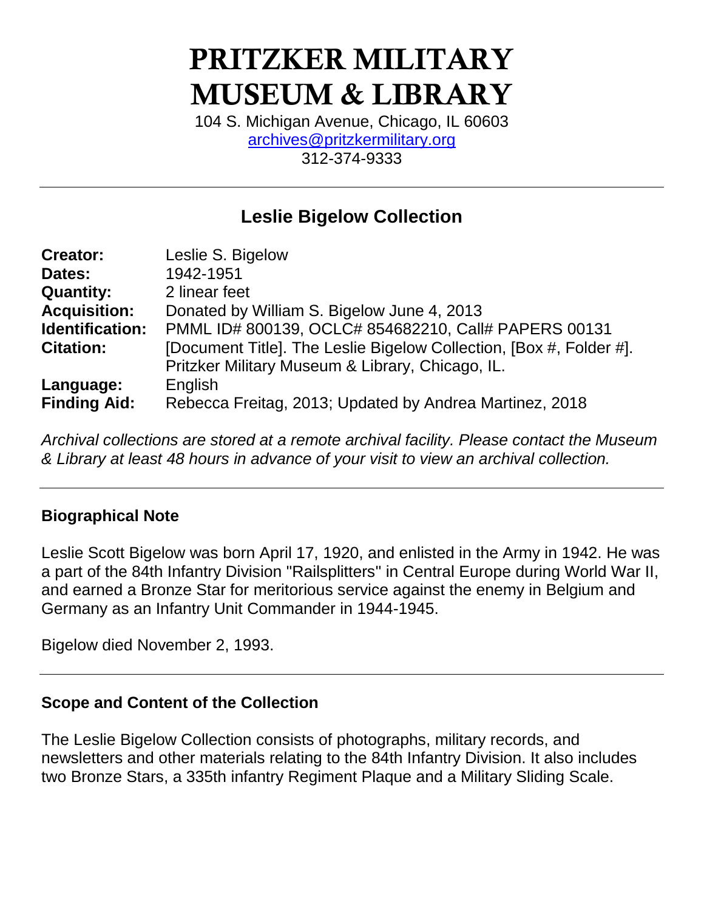# PRITZKER MILITARY MUSEUM & LIBRARY

104 S. Michigan Avenue, Chicago, IL 60603
archives@pritzkermilitary.org
312-374-9333

---

## Leslie Bigelow Collection

| | |
|---|---|
| **Creator:** | Leslie S. Bigelow |
| **Dates:** | 1942-1951 |
| **Quantity:** | 2 linear feet |
| **Acquisition:** | Donated by William S. Bigelow June 4, 2013 |
| **Identification:** | PMML ID# 800139, OCLC# 854682210, Call# PAPERS 00131 |
| **Citation:** | [Document Title]. The Leslie Bigelow Collection, [Box #, Folder #]. Pritzker Military Museum & Library, Chicago, IL. |
| **Language:** | English |
| **Finding Aid:** | Rebecca Freitag, 2013; Updated by Andrea Martinez, 2018 |

*Archival collections are stored at a remote archival facility. Please contact the Museum & Library at least 48 hours in advance of your visit to view an archival collection.*

---

### Biographical Note

Leslie Scott Bigelow was born April 17, 1920, and enlisted in the Army in 1942. He was a part of the 84th Infantry Division "Railsplitters" in Central Europe during World War II, and earned a Bronze Star for meritorious service against the enemy in Belgium and Germany as an Infantry Unit Commander in 1944-1945.

Bigelow died November 2, 1993.

---

### Scope and Content of the Collection

The Leslie Bigelow Collection consists of photographs, military records, and newsletters and other materials relating to the 84th Infantry Division. It also includes two Bronze Stars, a 335th infantry Regiment Plaque and a Military Sliding Scale.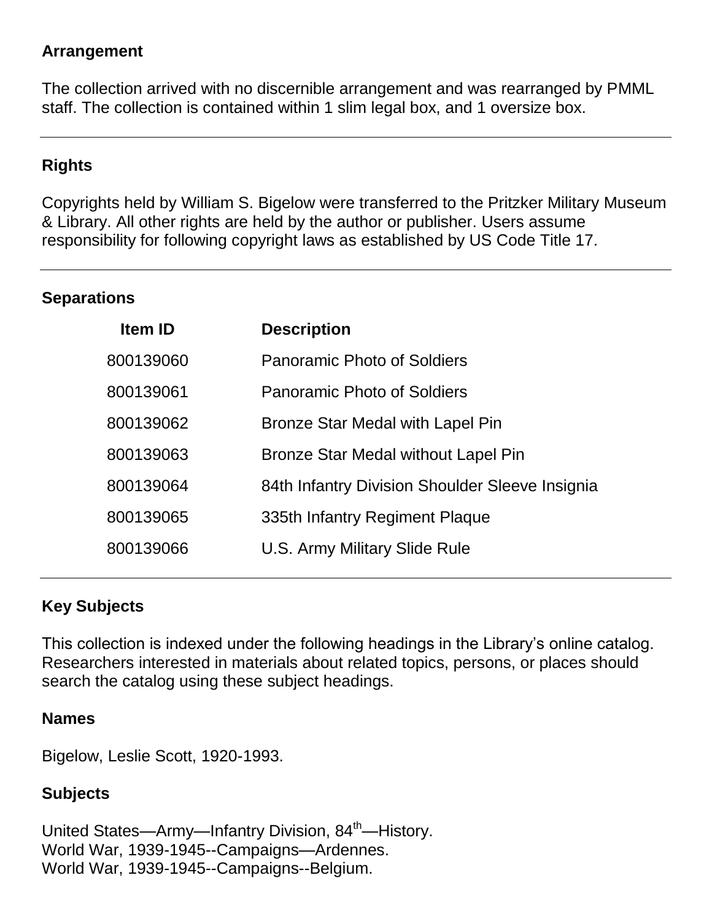## Arrangement

The collection arrived with no discernible arrangement and was rearranged by PMML staff. The collection is contained within 1 slim legal box, and 1 oversize box.

---

## Rights

Copyrights held by William S. Bigelow were transferred to the Pritzker Military Museum & Library. All other rights are held by the author or publisher. Users assume responsibility for following copyright laws as established by US Code Title 17.

---

## Separations

| Item ID | Description |
|---|---|
| 800139060 | Panoramic Photo of Soldiers |
| 800139061 | Panoramic Photo of Soldiers |
| 800139062 | Bronze Star Medal with Lapel Pin |
| 800139063 | Bronze Star Medal without Lapel Pin |
| 800139064 | 84th Infantry Division Shoulder Sleeve Insignia |
| 800139065 | 335th Infantry Regiment Plaque |
| 800139066 | U.S. Army Military Slide Rule |

---

## Key Subjects

This collection is indexed under the following headings in the Library's online catalog. Researchers interested in materials about related topics, persons, or places should search the catalog using these subject headings.

### Names

Bigelow, Leslie Scott, 1920-1993.

### Subjects

United States—Army—Infantry Division, 84th—History.
World War, 1939-1945--Campaigns—Ardennes.
World War, 1939-1945--Campaigns--Belgium.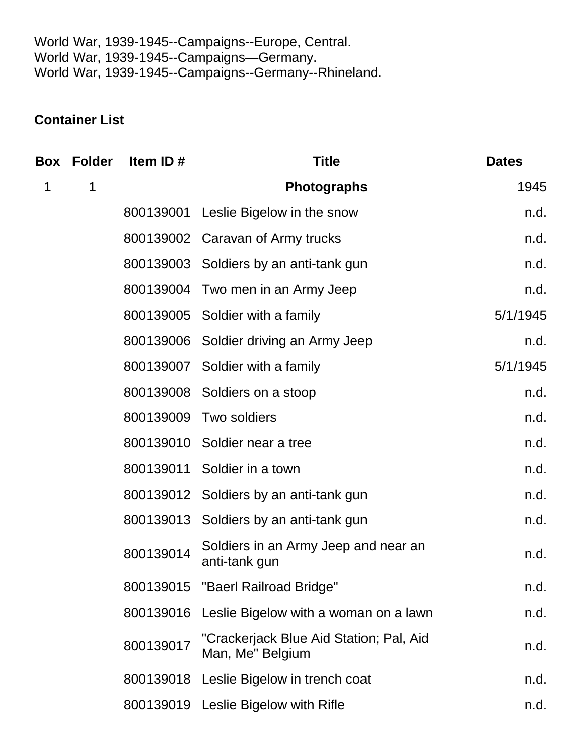World War, 1939-1945--Campaigns--Europe, Central.
World War, 1939-1945--Campaigns—Germany.
World War, 1939-1945--Campaigns--Germany--Rhineland.

---

## Container List

| Box | Folder | Item ID # | Title | Dates |
|---|---|---|---|---|
| 1 | 1 | | **Photographs** | 1945 |
| | | 800139001 | Leslie Bigelow in the snow | n.d. |
| | | 800139002 | Caravan of Army trucks | n.d. |
| | | 800139003 | Soldiers by an anti-tank gun | n.d. |
| | | 800139004 | Two men in an Army Jeep | n.d. |
| | | 800139005 | Soldier with a family | 5/1/1945 |
| | | 800139006 | Soldier driving an Army Jeep | n.d. |
| | | 800139007 | Soldier with a family | 5/1/1945 |
| | | 800139008 | Soldiers on a stoop | n.d. |
| | | 800139009 | Two soldiers | n.d. |
| | | 800139010 | Soldier near a tree | n.d. |
| | | 800139011 | Soldier in a town | n.d. |
| | | 800139012 | Soldiers by an anti-tank gun | n.d. |
| | | 800139013 | Soldiers by an anti-tank gun | n.d. |
| | | 800139014 | Soldiers in an Army Jeep and near an anti-tank gun | n.d. |
| | | 800139015 | "Baerl Railroad Bridge" | n.d. |
| | | 800139016 | Leslie Bigelow with a woman on a lawn | n.d. |
| | | 800139017 | "Crackerjack Blue Aid Station; Pal, Aid Man, Me" Belgium | n.d. |
| | | 800139018 | Leslie Bigelow in trench coat | n.d. |
| | | 800139019 | Leslie Bigelow with Rifle | n.d. |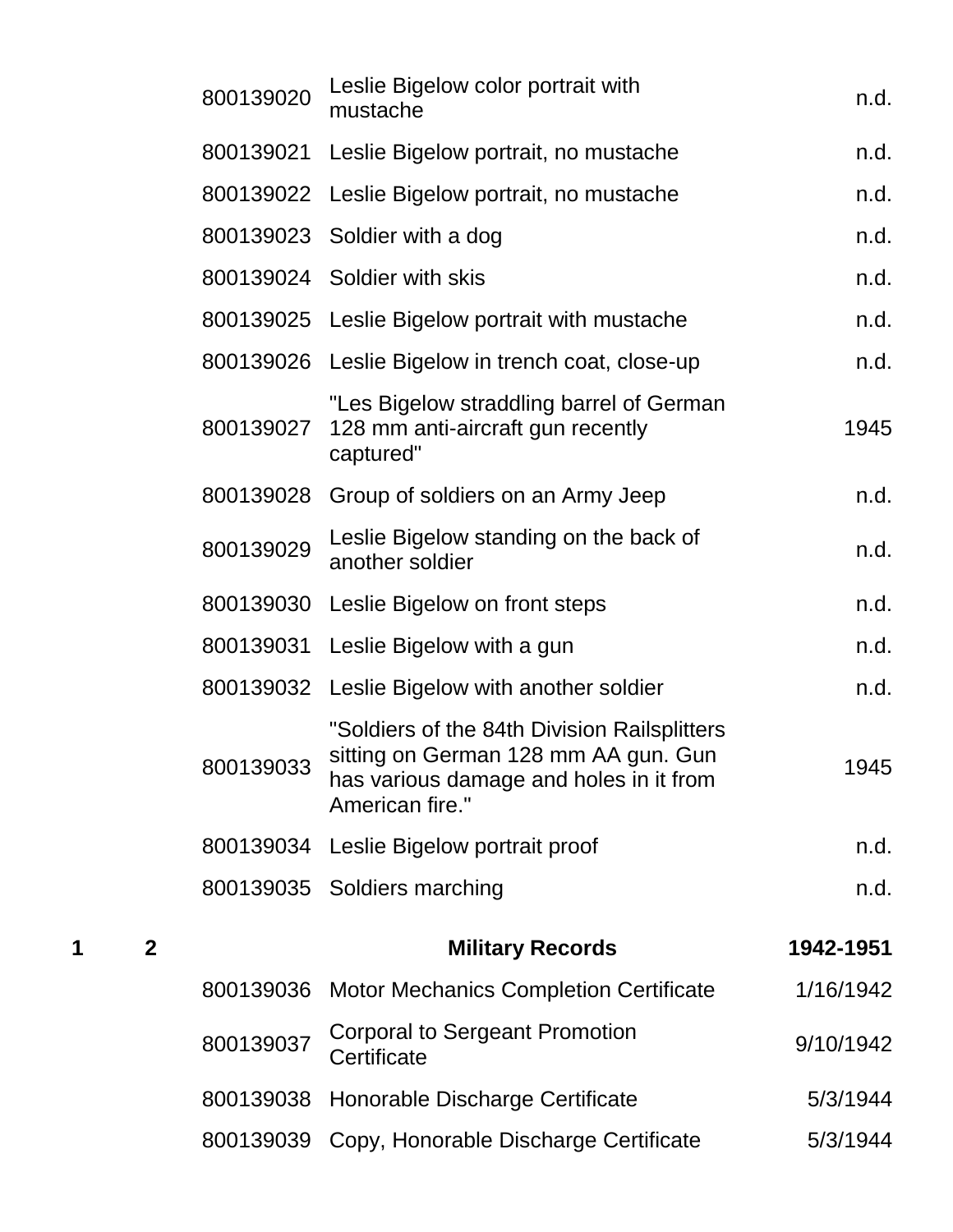| Box | Folder | Item ID | Description | Date |
|---|---|---|---|---|
| | | 800139020 | Leslie Bigelow color portrait with mustache | n.d. |
| | | 800139021 | Leslie Bigelow portrait, no mustache | n.d. |
| | | 800139022 | Leslie Bigelow portrait, no mustache | n.d. |
| | | 800139023 | Soldier with a dog | n.d. |
| | | 800139024 | Soldier with skis | n.d. |
| | | 800139025 | Leslie Bigelow portrait with mustache | n.d. |
| | | 800139026 | Leslie Bigelow in trench coat, close-up | n.d. |
| | | 800139027 | "Les Bigelow straddling barrel of German 128 mm anti-aircraft gun recently captured" | 1945 |
| | | 800139028 | Group of soldiers on an Army Jeep | n.d. |
| | | 800139029 | Leslie Bigelow standing on the back of another soldier | n.d. |
| | | 800139030 | Leslie Bigelow on front steps | n.d. |
| | | 800139031 | Leslie Bigelow with a gun | n.d. |
| | | 800139032 | Leslie Bigelow with another soldier | n.d. |
| | | 800139033 | "Soldiers of the 84th Division Railsplitters sitting on German 128 mm AA gun. Gun has various damage and holes in it from American fire." | 1945 |
| | | 800139034 | Leslie Bigelow portrait proof | n.d. |
| | | 800139035 | Soldiers marching | n.d. |
| **1** | **2** | | **Military Records** | **1942-1951** |
| | | 800139036 | Motor Mechanics Completion Certificate | 1/16/1942 |
| | | 800139037 | Corporal to Sergeant Promotion Certificate | 9/10/1942 |
| | | 800139038 | Honorable Discharge Certificate | 5/3/1944 |
| | | 800139039 | Copy, Honorable Discharge Certificate | 5/3/1944 |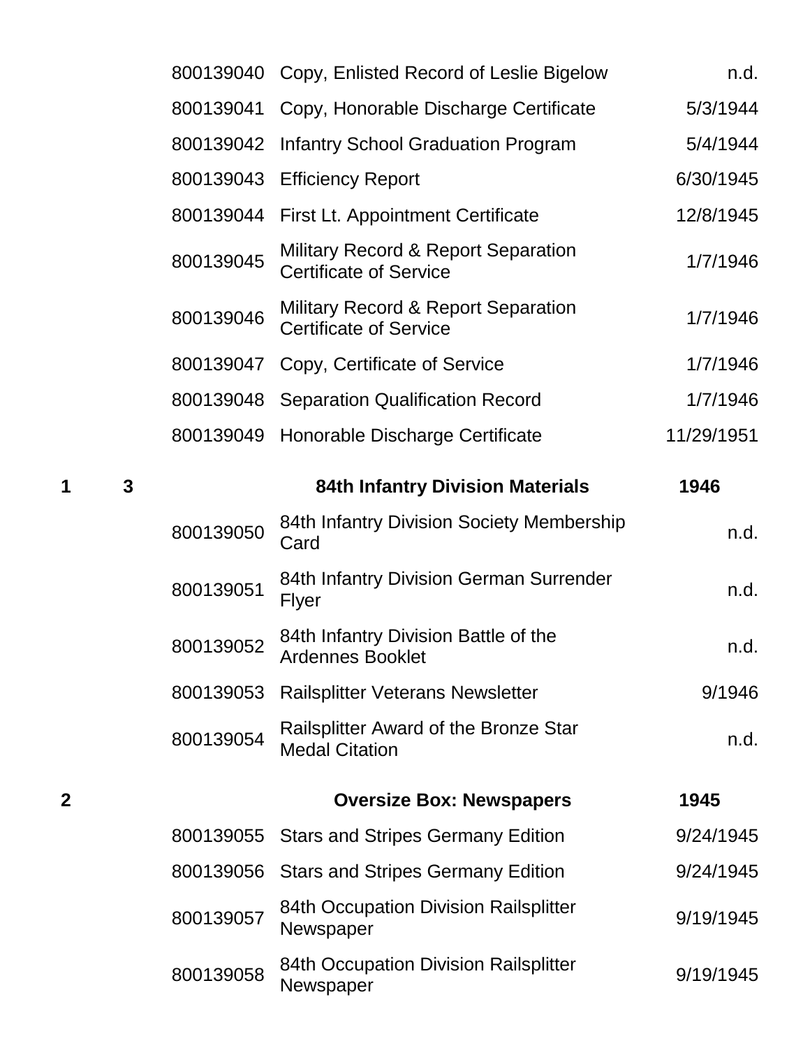| | | | | |
|---|---|---|---|---|
| | | 800139040 | Copy, Enlisted Record of Leslie Bigelow | n.d. |
| | | 800139041 | Copy, Honorable Discharge Certificate | 5/3/1944 |
| | | 800139042 | Infantry School Graduation Program | 5/4/1944 |
| | | 800139043 | Efficiency Report | 6/30/1945 |
| | | 800139044 | First Lt. Appointment Certificate | 12/8/1945 |
| | | 800139045 | Military Record & Report Separation Certificate of Service | 1/7/1946 |
| | | 800139046 | Military Record & Report Separation Certificate of Service | 1/7/1946 |
| | | 800139047 | Copy, Certificate of Service | 1/7/1946 |
| | | 800139048 | Separation Qualification Record | 1/7/1946 |
| | | 800139049 | Honorable Discharge Certificate | 11/29/1951 |
| **1** | **3** | | **84th Infantry Division Materials** | **1946** |
| | | 800139050 | 84th Infantry Division Society Membership Card | n.d. |
| | | 800139051 | 84th Infantry Division German Surrender Flyer | n.d. |
| | | 800139052 | 84th Infantry Division Battle of the Ardennes Booklet | n.d. |
| | | 800139053 | Railsplitter Veterans Newsletter | 9/1946 |
| | | 800139054 | Railsplitter Award of the Bronze Star Medal Citation | n.d. |
| **2** | | | **Oversize Box: Newspapers** | **1945** |
| | | 800139055 | Stars and Stripes Germany Edition | 9/24/1945 |
| | | 800139056 | Stars and Stripes Germany Edition | 9/24/1945 |
| | | 800139057 | 84th Occupation Division Railsplitter Newspaper | 9/19/1945 |
| | | 800139058 | 84th Occupation Division Railsplitter Newspaper | 9/19/1945 |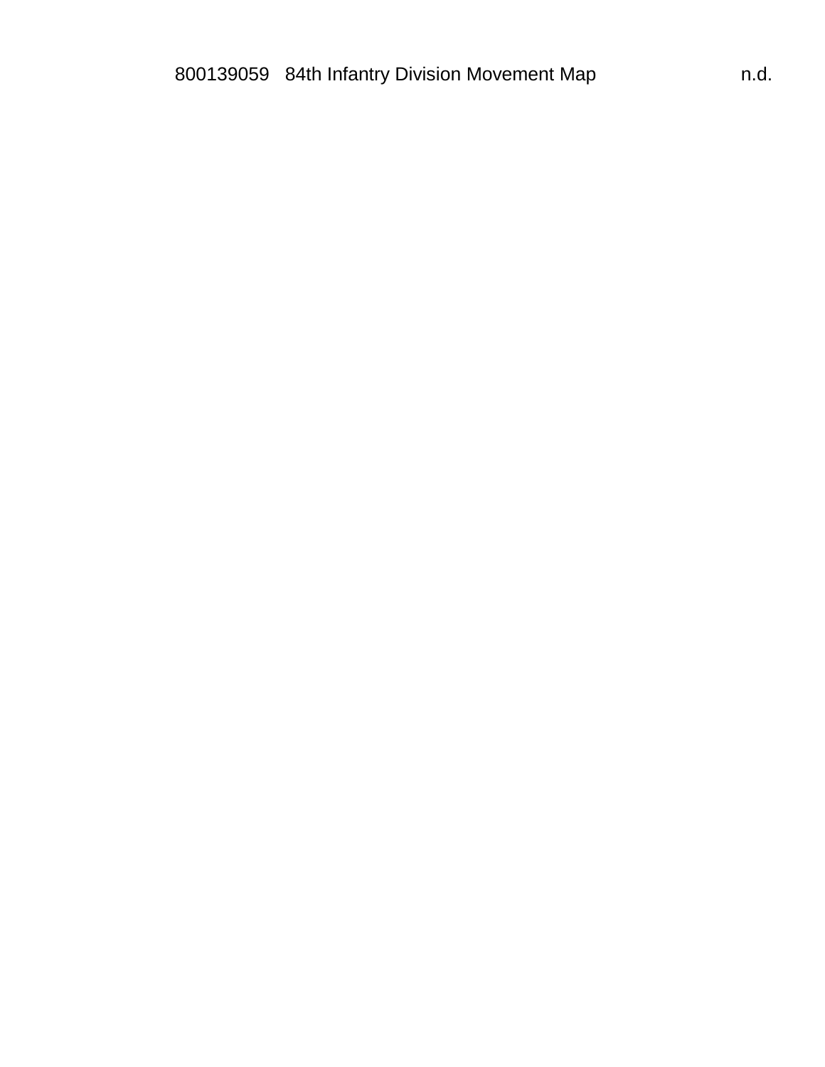800139059 84th Infantry Division Movement Map n.d.